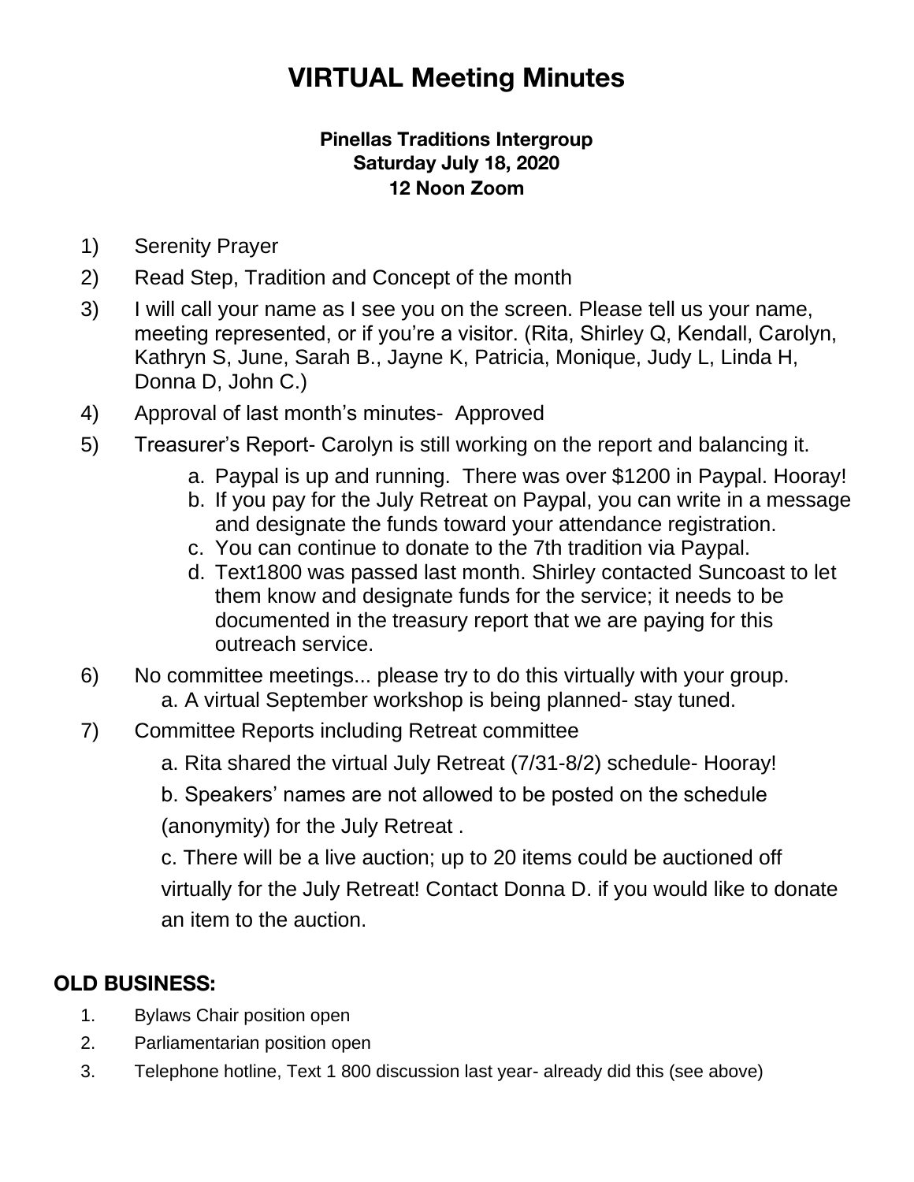# VIRTUAL Meeting Minutes

**Pinellas Traditions Intergroup**
**Saturday July 18, 2020**
**12 Noon Zoom**

1) Serenity Prayer
2) Read Step, Tradition and Concept of the month
3) I will call your name as I see you on the screen. Please tell us your name, meeting represented, or if you're a visitor. (Rita, Shirley Q, Kendall, Carolyn, Kathryn S, June, Sarah B., Jayne K, Patricia, Monique, Judy L, Linda H, Donna D, John C.)
4) Approval of last month's minutes- Approved
5) Treasurer's Report- Carolyn is still working on the report and balancing it.
   a. Paypal is up and running. There was over $1200 in Paypal. Hooray!
   b. If you pay for the July Retreat on Paypal, you can write in a message and designate the funds toward your attendance registration.
   c. You can continue to donate to the 7th tradition via Paypal.
   d. Text1800 was passed last month. Shirley contacted Suncoast to let them know and designate funds for the service; it needs to be documented in the treasury report that we are paying for this outreach service.
6) No committee meetings... please try to do this virtually with your group.
   a. A virtual September workshop is being planned- stay tuned.
7) Committee Reports including Retreat committee
   a. Rita shared the virtual July Retreat (7/31-8/2) schedule- Hooray!
   b. Speakers' names are not allowed to be posted on the schedule (anonymity) for the July Retreat .
   c. There will be a live auction; up to 20 items could be auctioned off virtually for the July Retreat! Contact Donna D. if you would like to donate an item to the auction.

## OLD BUSINESS:

1. Bylaws Chair position open
2. Parliamentarian position open
3. Telephone hotline, Text 1 800 discussion last year- already did this (see above)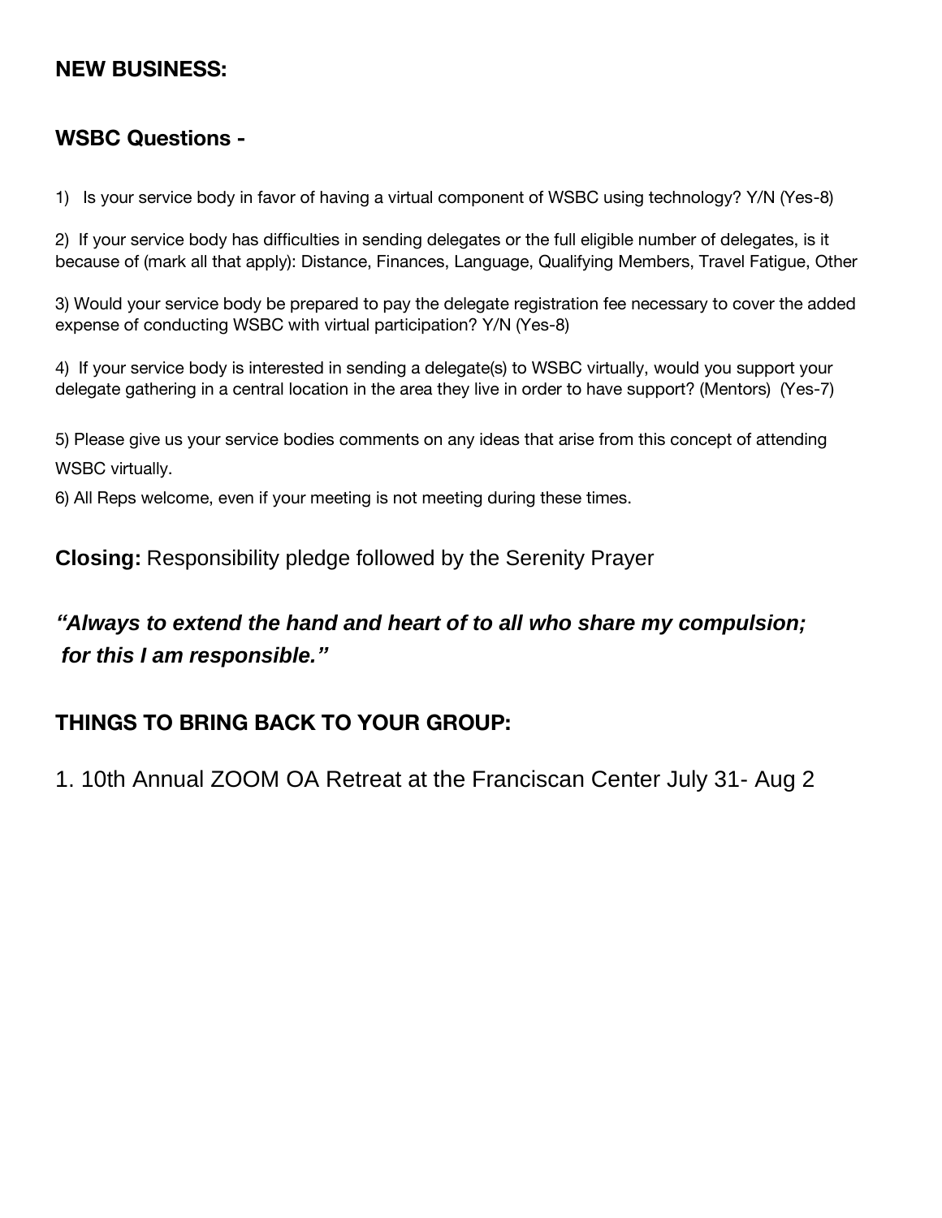## NEW BUSINESS:

## WSBC Questions -

1) Is your service body in favor of having a virtual component of WSBC using technology? Y/N (Yes-8)

2) If your service body has difficulties in sending delegates or the full eligible number of delegates, is it because of (mark all that apply): Distance, Finances, Language, Qualifying Members, Travel Fatigue, Other

3) Would your service body be prepared to pay the delegate registration fee necessary to cover the added expense of conducting WSBC with virtual participation? Y/N (Yes-8)

4) If your service body is interested in sending a delegate(s) to WSBC virtually, would you support your delegate gathering in a central location in the area they live in order to have support? (Mentors) (Yes-7)

5) Please give us your service bodies comments on any ideas that arise from this concept of attending WSBC virtually.

6) All Reps welcome, even if your meeting is not meeting during these times.

**Closing:** Responsibility pledge followed by the Serenity Prayer

***"Always to extend the hand and heart of to all who share my compulsion; for this I am responsible."***

## THINGS TO BRING BACK TO YOUR GROUP:

1. 10th Annual ZOOM OA Retreat at the Franciscan Center July 31- Aug 2